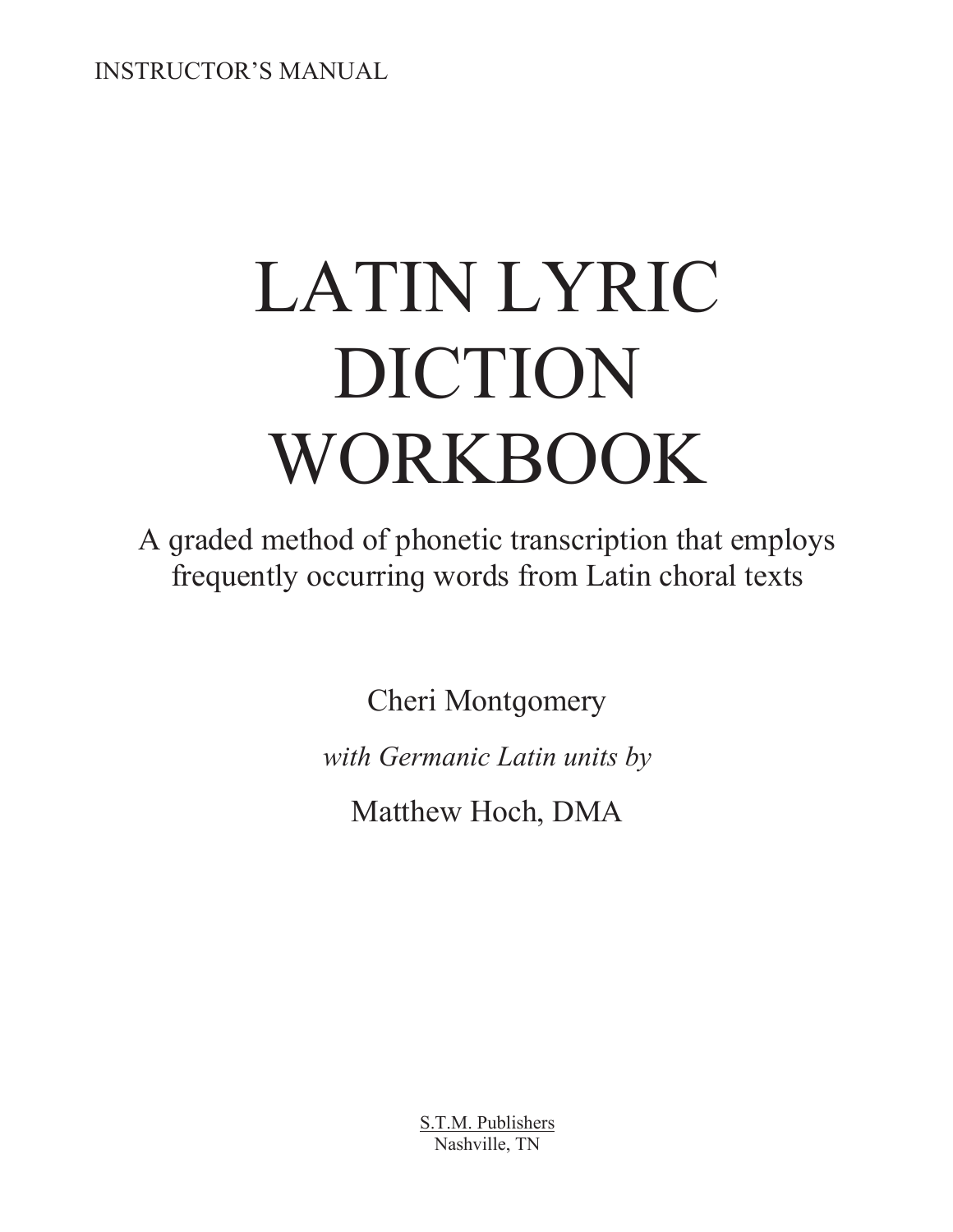INSTRUCTOR'S MANUAL

# LATIN LYRIC DICTION WORKBOOK

A graded method of phonetic transcription that employs frequently occurring words from Latin choral texts

Cheri Montgomery

*with Germanic Latin units by*

Matthew Hoch, DMA

S.T.M. Publishers
Nashville, TN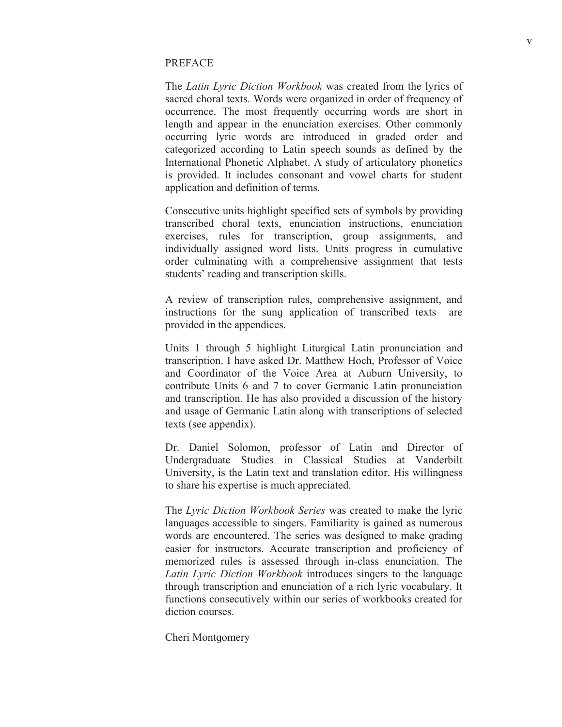# PREFACE

The *Latin Lyric Diction Workbook* was created from the lyrics of sacred choral texts. Words were organized in order of frequency of occurrence. The most frequently occurring words are short in length and appear in the enunciation exercises. Other commonly occurring lyric words are introduced in graded order and categorized according to Latin speech sounds as defined by the International Phonetic Alphabet. A study of articulatory phonetics is provided. It includes consonant and vowel charts for student application and definition of terms.

Consecutive units highlight specified sets of symbols by providing transcribed choral texts, enunciation instructions, enunciation exercises, rules for transcription, group assignments, and individually assigned word lists. Units progress in cumulative order culminating with a comprehensive assignment that tests students' reading and transcription skills.

A review of transcription rules, comprehensive assignment, and instructions for the sung application of transcribed texts are provided in the appendices.

Units 1 through 5 highlight Liturgical Latin pronunciation and transcription. I have asked Dr. Matthew Hoch, Professor of Voice and Coordinator of the Voice Area at Auburn University, to contribute Units 6 and 7 to cover Germanic Latin pronunciation and transcription. He has also provided a discussion of the history and usage of Germanic Latin along with transcriptions of selected texts (see appendix).

Dr. Daniel Solomon, professor of Latin and Director of Undergraduate Studies in Classical Studies at Vanderbilt University, is the Latin text and translation editor. His willingness to share his expertise is much appreciated.

The *Lyric Diction Workbook Series* was created to make the lyric languages accessible to singers. Familiarity is gained as numerous words are encountered. The series was designed to make grading easier for instructors. Accurate transcription and proficiency of memorized rules is assessed through in-class enunciation. The *Latin Lyric Diction Workbook* introduces singers to the language through transcription and enunciation of a rich lyric vocabulary. It functions consecutively within our series of workbooks created for diction courses.

Cheri Montgomery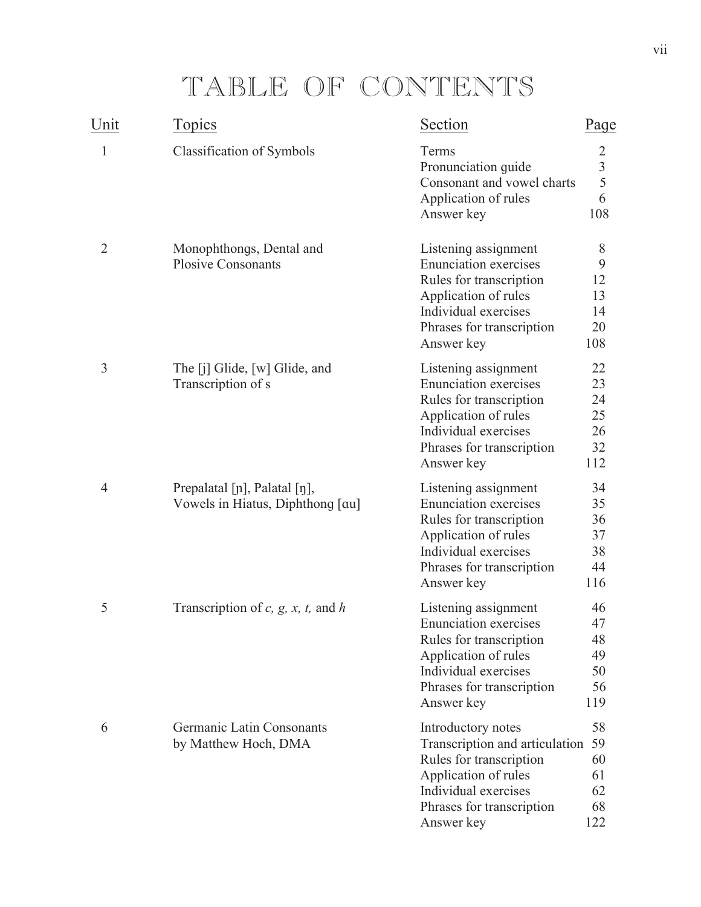# TABLE OF CONTENTS

| Unit | Topics | Section | Page |
|---|---|---|---|
| 1 | Classification of Symbols | Terms | 2 |
| | | Pronunciation guide | 3 |
| | | Consonant and vowel charts | 5 |
| | | Application of rules | 6 |
| | | Answer key | 108 |
| 2 | Monophthongs, Dental and Plosive Consonants | Listening assignment | 8 |
| | | Enunciation exercises | 9 |
| | | Rules for transcription | 12 |
| | | Application of rules | 13 |
| | | Individual exercises | 14 |
| | | Phrases for transcription | 20 |
| | | Answer key | 108 |
| 3 | The [j] Glide, [w] Glide, and Transcription of s | Listening assignment | 22 |
| | | Enunciation exercises | 23 |
| | | Rules for transcription | 24 |
| | | Application of rules | 25 |
| | | Individual exercises | 26 |
| | | Phrases for transcription | 32 |
| | | Answer key | 112 |
| 4 | Prepalatal [ɲ], Palatal [ŋ], Vowels in Hiatus, Diphthong [ɑu] | Listening assignment | 34 |
| | | Enunciation exercises | 35 |
| | | Rules for transcription | 36 |
| | | Application of rules | 37 |
| | | Individual exercises | 38 |
| | | Phrases for transcription | 44 |
| | | Answer key | 116 |
| 5 | Transcription of *c, g, x, t,* and *h* | Listening assignment | 46 |
| | | Enunciation exercises | 47 |
| | | Rules for transcription | 48 |
| | | Application of rules | 49 |
| | | Individual exercises | 50 |
| | | Phrases for transcription | 56 |
| | | Answer key | 119 |
| 6 | Germanic Latin Consonants by Matthew Hoch, DMA | Introductory notes | 58 |
| | | Transcription and articulation | 59 |
| | | Rules for transcription | 60 |
| | | Application of rules | 61 |
| | | Individual exercises | 62 |
| | | Phrases for transcription | 68 |
| | | Answer key | 122 |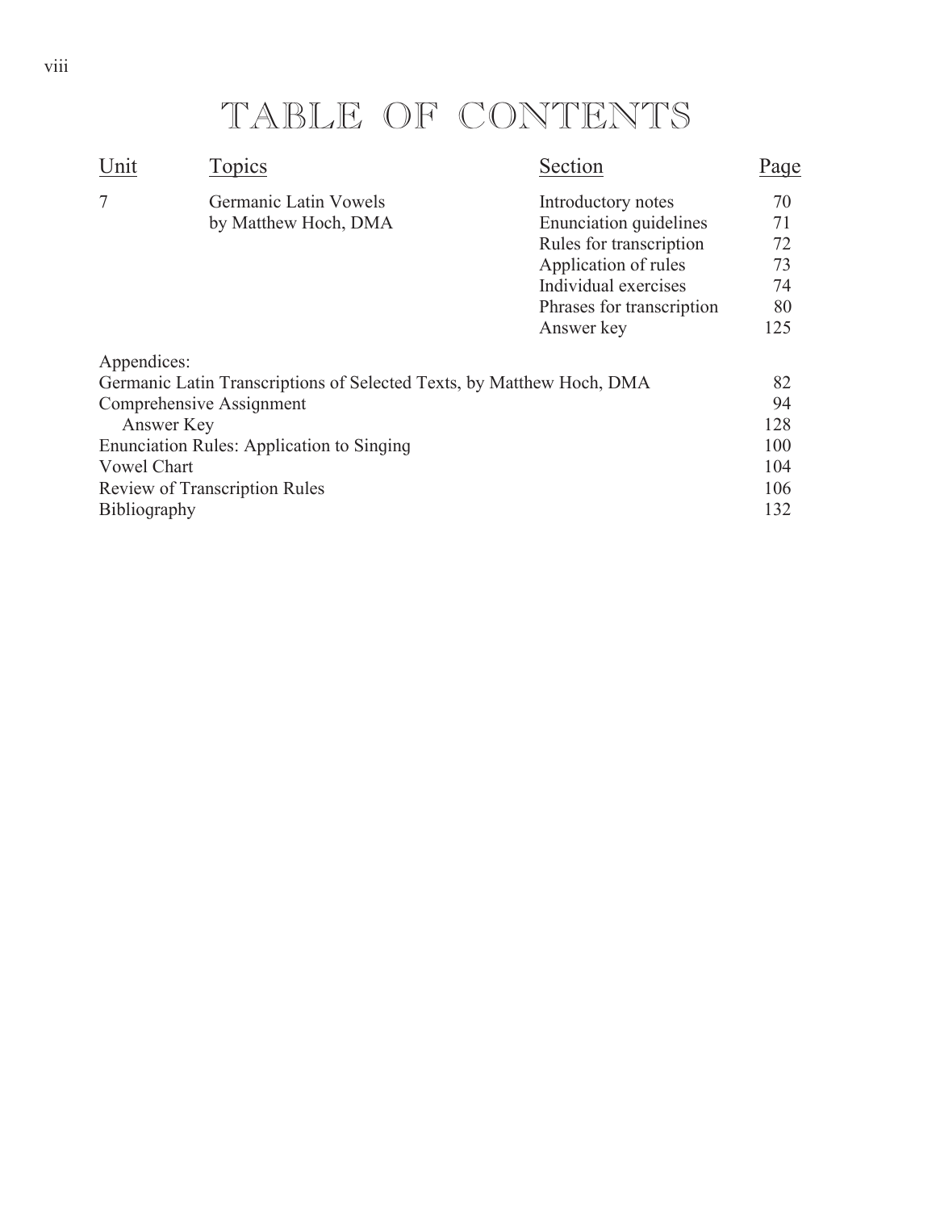# TABLE OF CONTENTS

| Unit | Topics | Section | Page |
|---|---|---|---|
| 7 | Germanic Latin Vowels | Introductory notes | 70 |
| | by Matthew Hoch, DMA | Enunciation guidelines | 71 |
| | | Rules for transcription | 72 |
| | | Application of rules | 73 |
| | | Individual exercises | 74 |
| | | Phrases for transcription | 80 |
| | | Answer key | 125 |

Appendices:

| | |
|---|---|
| Germanic Latin Transcriptions of Selected Texts, by Matthew Hoch, DMA | 82 |
| Comprehensive Assignment | 94 |
| Answer Key | 128 |
| Enunciation Rules: Application to Singing | 100 |
| Vowel Chart | 104 |
| Review of Transcription Rules | 106 |
| Bibliography | 132 |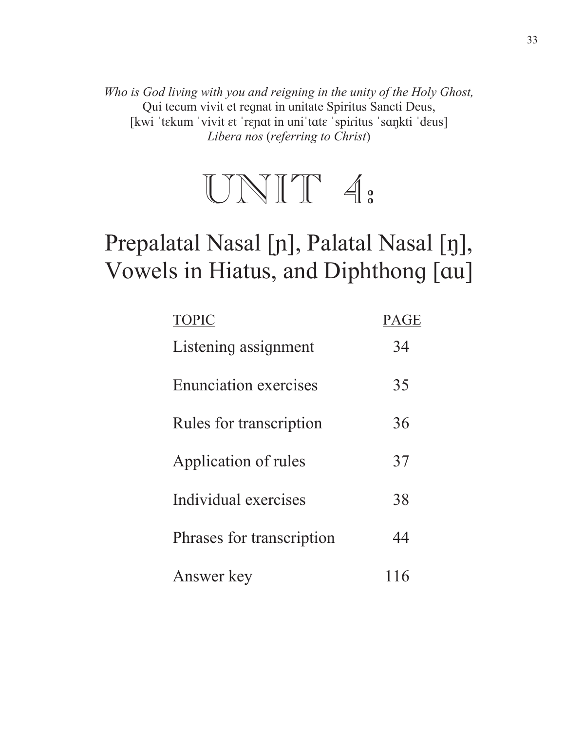*Who is God living with you and reigning in the unity of the Holy Ghost,*
Qui tecum vivit et regnat in unitate Spiritus Sancti Deus,
[kwi ˈtɛkum ˈvivit ɛt ˈrɛɲɑt in uniˈtɑtɛ ˈspiɾitus ˈsɑŋkti ˈdɛus]
*Libera nos* (*referring to Christ*)

# UNIT 4:

## Prepalatal Nasal [ɲ], Palatal Nasal [ŋ], Vowels in Hiatus, and Diphthong [ɑu]

| TOPIC | PAGE |
|---|---|
| Listening assignment | 34 |
| Enunciation exercises | 35 |
| Rules for transcription | 36 |
| Application of rules | 37 |
| Individual exercises | 38 |
| Phrases for transcription | 44 |
| Answer key | 116 |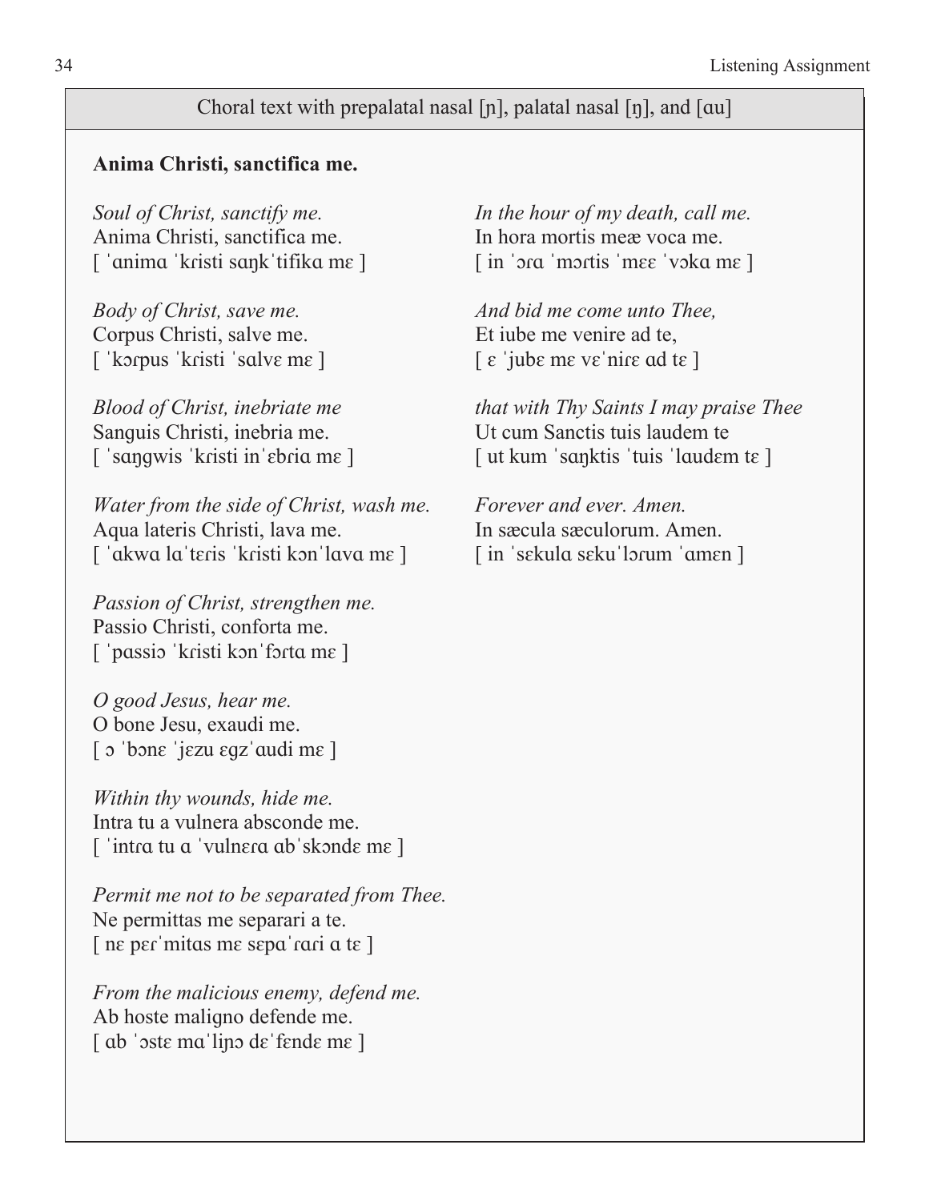Choral text with prepalatal nasal [ɲ], palatal nasal [ŋ], and [ɑu]

**Anima Christi, sanctifica me.**

*Soul of Christ, sanctify me.*
Anima Christi, sanctifica me.
[ ˈɑnimɑ ˈkɾisti sɑŋkˈtifikɑ mɛ ]

*Body of Christ, save me.*
Corpus Christi, salve me.
[ ˈkɔɾpus ˈkɾisti ˈsɑlvɛ mɛ ]

*Blood of Christ, inebriate me*
Sanguis Christi, inebria me.
[ ˈsɑŋgwis ˈkɾisti inˈɛbɾiɑ mɛ ]

*Water from the side of Christ, wash me.*
Aqua lateris Christi, lava me.
[ ˈɑkwɑ lɑˈtɛɾis ˈkɾisti kɔnˈlɑvɑ mɛ ]

*Passion of Christ, strengthen me.*
Passio Christi, conforta me.
[ ˈpɑssiɔ ˈkɾisti kɔnˈfɔɾtɑ mɛ ]

*O good Jesus, hear me.*
O bone Jesu, exaudi me.
[ ɔ ˈbɔnɛ ˈjɛzu ɛgzˈɑudi mɛ ]

*Within thy wounds, hide me.*
Intra tu a vulnera absconde me.
[ ˈintɾɑ tu ɑ ˈvulnɛɾɑ ɑbˈskɔndɛ mɛ ]

*Permit me not to be separated from Thee.*
Ne permittas me separari a te.
[ nɛ pɛɾˈmitɑs mɛ sɛpɑˈɾɑɾi ɑ tɛ ]

*From the malicious enemy, defend me.*
Ab hoste maligno defende me.
[ ɑb ˈɔstɛ mɑˈliɲɔ dɛˈfɛndɛ mɛ ]

*In the hour of my death, call me.*
In hora mortis meæ voca me.
[ in ˈɔɾɑ ˈmɔɾtis ˈmɛɛ ˈvɔkɑ mɛ ]

*And bid me come unto Thee,*
Et iube me venire ad te,
[ ɛ ˈjubɛ mɛ vɛˈniɾɛ ɑd tɛ ]

*that with Thy Saints I may praise Thee*
Ut cum Sanctis tuis laudem te
[ ut kum ˈsɑŋktis ˈtuis ˈlɑudɛm tɛ ]

*Forever and ever. Amen.*
In sæcula sæculorum. Amen.
[ in ˈsɛkulɑ sɛkuˈlɔɾum ˈɑmɛn ]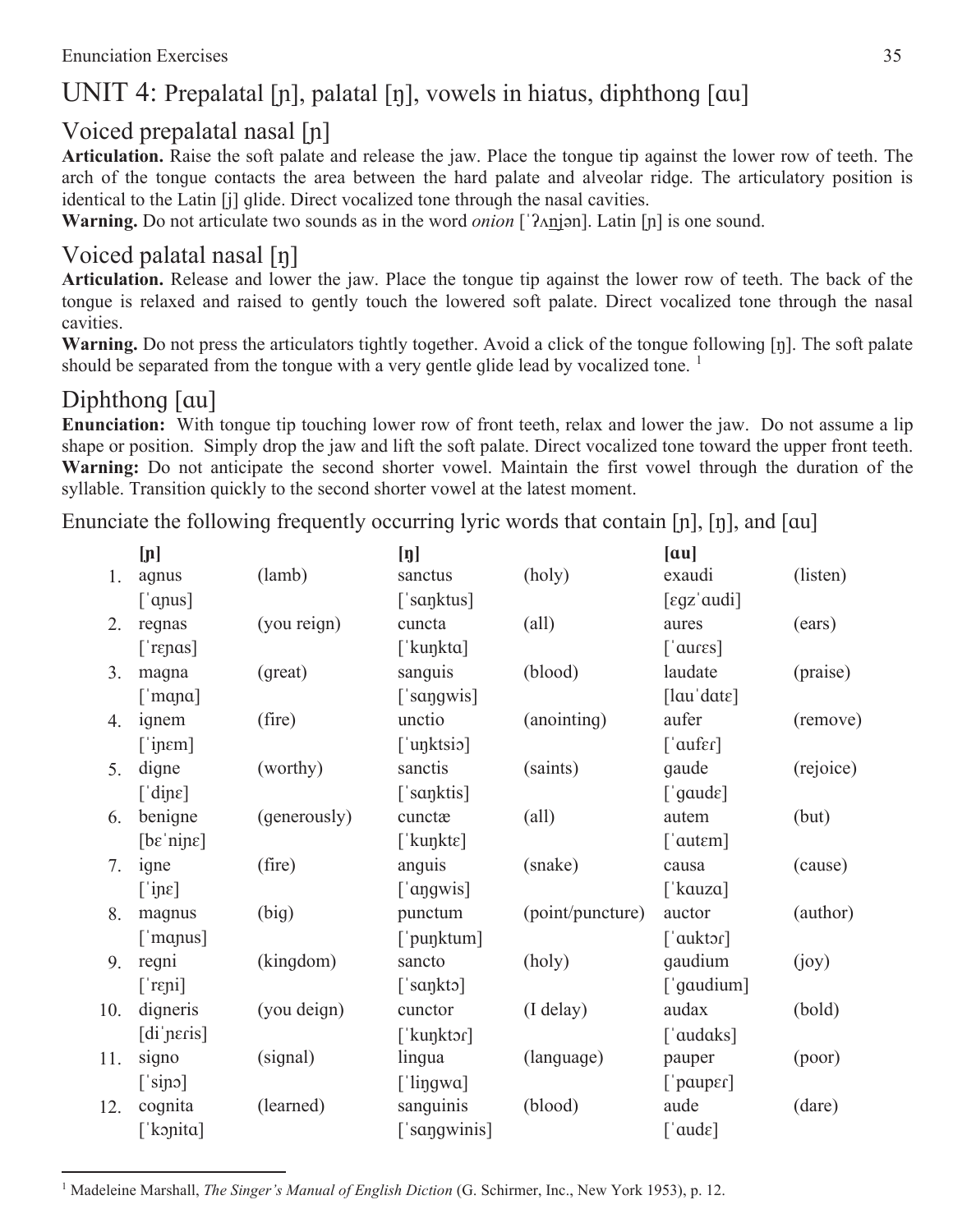# UNIT 4: Prepalatal [ɲ], palatal [ŋ], vowels in hiatus, diphthong [ɑu]

## Voiced prepalatal nasal [ɲ]

**Articulation.** Raise the soft palate and release the jaw. Place the tongue tip against the lower row of teeth. The arch of the tongue contacts the area between the hard palate and alveolar ridge. The articulatory position is identical to the Latin [j] glide. Direct vocalized tone through the nasal cavities.

**Warning.** Do not articulate two sounds as in the word *onion* [ˈʔʌnjən]. Latin [ɲ] is one sound.

## Voiced palatal nasal [ŋ]

**Articulation.** Release and lower the jaw. Place the tongue tip against the lower row of teeth. The back of the tongue is relaxed and raised to gently touch the lowered soft palate. Direct vocalized tone through the nasal cavities.

**Warning.** Do not press the articulators tightly together. Avoid a click of the tongue following [ŋ]. The soft palate should be separated from the tongue with a very gentle glide lead by vocalized tone. [1]

## Diphthong [ɑu]

**Enunciation:** With tongue tip touching lower row of front teeth, relax and lower the jaw. Do not assume a lip shape or position. Simply drop the jaw and lift the soft palate. Direct vocalized tone toward the upper front teeth.

**Warning:** Do not anticipate the second shorter vowel. Maintain the first vowel through the duration of the syllable. Transition quickly to the second shorter vowel at the latest moment.

Enunciate the following frequently occurring lyric words that contain [ɲ], [ŋ], and [ɑu]

| | **[ɲ]** | | **[ŋ]** | | **[ɑu]** | |
|---|---|---|---|---|---|---|
| 1. | agnus [ˈɑɲus] | (lamb) | sanctus [ˈsɑŋktus] | (holy) | exaudi [ɛgzˈɑudi] | (listen) |
| 2. | regnas [ˈrɛɲɑs] | (you reign) | cuncta [ˈkuŋktɑ] | (all) | aures [ˈɑurɛs] | (ears) |
| 3. | magna [ˈmɑɲɑ] | (great) | sanguis [ˈsɑŋgwis] | (blood) | laudate [lɑuˈdɑtɛ] | (praise) |
| 4. | ignem [ˈiɲɛm] | (fire) | unctio [ˈuŋktsiɔ] | (anointing) | aufer [ˈɑufɛr] | (remove) |
| 5. | digne [ˈdiɲɛ] | (worthy) | sanctis [ˈsɑŋktis] | (saints) | gaude [ˈgɑudɛ] | (rejoice) |
| 6. | benigne [bɛˈniɲɛ] | (generously) | cunctæ [ˈkuŋktɛ] | (all) | autem [ˈɑutɛm] | (but) |
| 7. | igne [ˈiɲɛ] | (fire) | anguis [ˈɑŋgwis] | (snake) | causa [ˈkɑuzɑ] | (cause) |
| 8. | magnus [ˈmɑɲus] | (big) | punctum [ˈpuŋktum] | (point/puncture) | auctor [ˈɑuktɔr] | (author) |
| 9. | regni [ˈrɛɲi] | (kingdom) | sancto [ˈsɑŋktɔ] | (holy) | gaudium [ˈgɑudium] | (joy) |
| 10. | digneris [diˈɲɛris] | (you deign) | cunctor [ˈkuŋktɔr] | (I delay) | audax [ˈɑudɑks] | (bold) |
| 11. | signo [ˈsiɲɔ] | (signal) | lingua [ˈliŋgwɑ] | (language) | pauper [ˈpɑupɛr] | (poor) |
| 12. | cognita [ˈkɔɲitɑ] | (learned) | sanguinis [ˈsɑŋgwinis] | (blood) | aude [ˈɑudɛ] | (dare) |

---

[1] Madeleine Marshall, *The Singer's Manual of English Diction* (G. Schirmer, Inc., New York 1953), p. 12.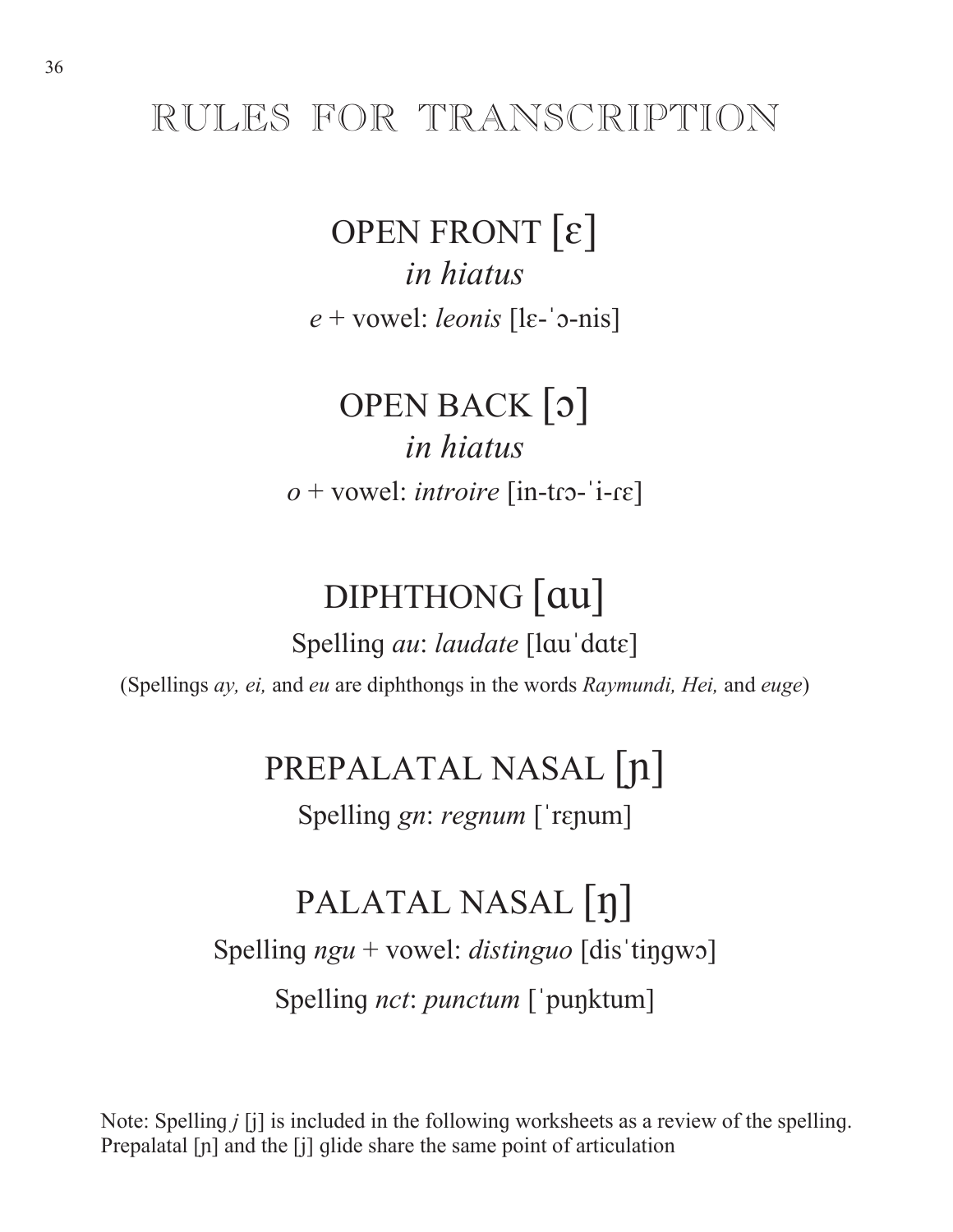# RULES FOR TRANSCRIPTION

## OPEN FRONT [ɛ]

*in hiatus*

*e* + vowel: *leonis* [lɛ-ˈɔ-nis]

## OPEN BACK [ɔ]

*in hiatus*

*o* + vowel: *introire* [in-tɾɔ-ˈi-ɾɛ]

## DIPHTHONG [ɑu]

Spelling *au*: *laudate* [lɑuˈdɑtɛ]

(Spellings *ay, ei,* and *eu* are diphthongs in the words *Raymundi, Hei,* and *euge*)

## PREPALATAL NASAL [ɲ]

Spelling *gn*: *regnum* [ˈrɛɲum]

## PALATAL NASAL [ŋ]

Spelling *ngu* + vowel: *distinguo* [disˈtiŋgwɔ]

Spelling *nct*: *punctum* [ˈpuŋktum]

Note: Spelling *j* [j] is included in the following worksheets as a review of the spelling. Prepalatal [ɲ] and the [j] glide share the same point of articulation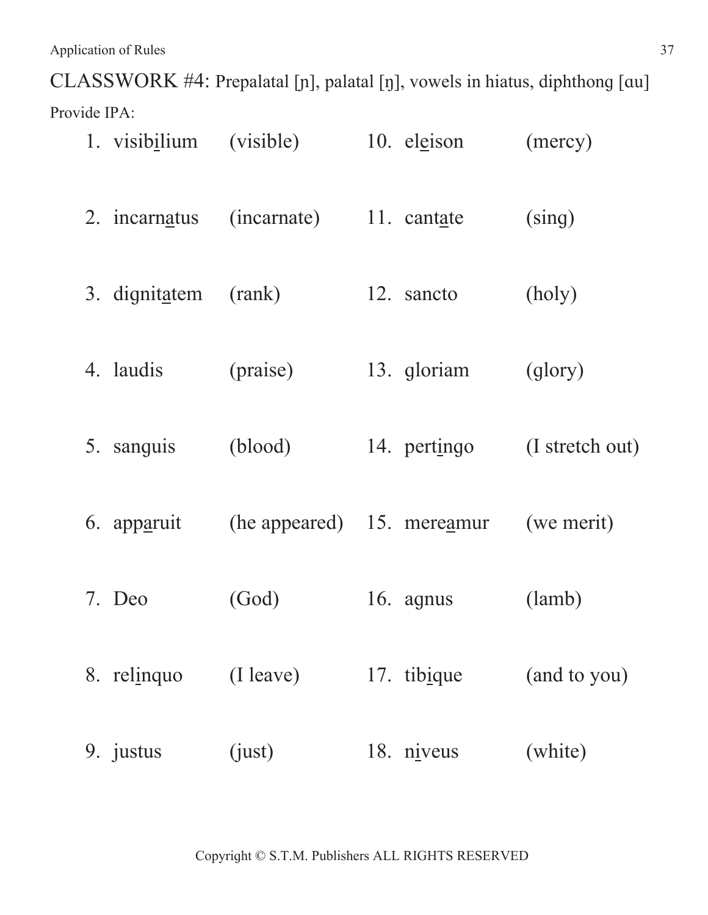CLASSWORK #4: Prepalatal [ɲ], palatal [ŋ], vowels in hiatus, diphthong [ɑu]

Provide IPA:

1. visib<u>i</u>lium (visible)
2. incarn<u>a</u>tus (incarnate)
3. dignit<u>a</u>tem (rank)
4. laudis (praise)
5. sanguis (blood)
6. app<u>a</u>ruit (he appeared)
7. Deo (God)
8. rel<u>i</u>nquo (I leave)
9. justus (just)
10. el<u>e</u>ison (mercy)
11. cant<u>a</u>te (sing)
12. sancto (holy)
13. gloriam (glory)
14. pert<u>i</u>ngo (I stretch out)
15. mere<u>a</u>mur (we merit)
16. agnus (lamb)
17. tib<u>i</u>que (and to you)
18. n<u>i</u>veus (white)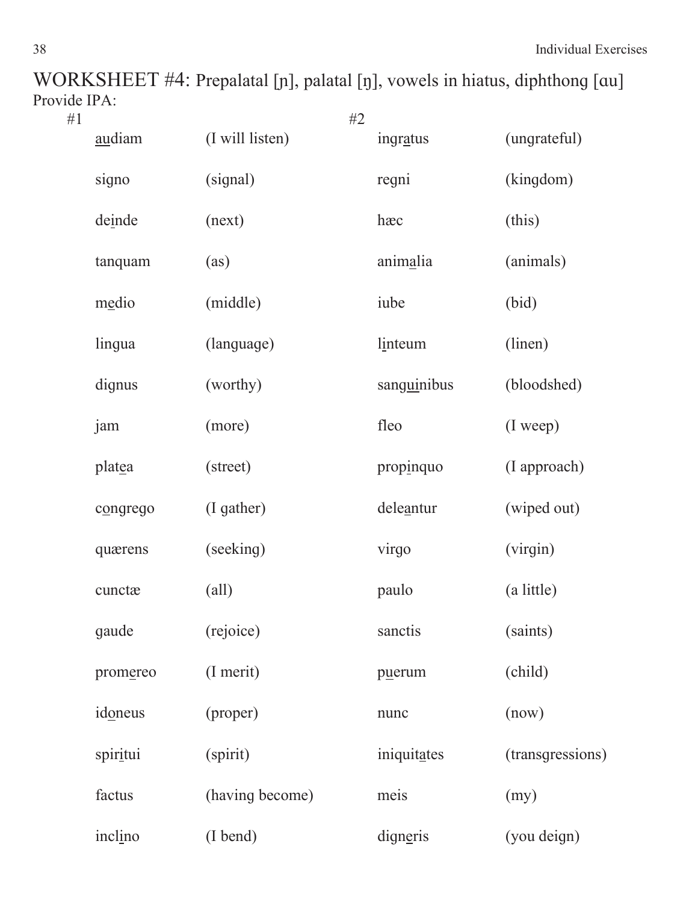# WORKSHEET #4: Prepalatal [ɲ], palatal [ŋ], vowels in hiatus, diphthong [ɑu]

Provide IPA:

| #1 | | #2 | |
|---|---|---|---|
| <u>au</u>diam | (I will listen) | ingr<u>a</u>tus | (ungrateful) |
| signo | (signal) | regni | (kingdom) |
| de<u>i</u>nde | (next) | hæc | (this) |
| tanquam | (as) | anim<u>a</u>lia | (animals) |
| m<u>e</u>dio | (middle) | iube | (bid) |
| lingua | (language) | l<u>i</u>nteum | (linen) |
| dignus | (worthy) | sang<u>ui</u>nibus | (bloodshed) |
| jam | (more) | fleo | (I weep) |
| plat<u>e</u>a | (street) | prop<u>i</u>nquo | (I approach) |
| c<u>o</u>ngrego | (I gather) | dele<u>a</u>ntur | (wiped out) |
| quærens | (seeking) | virgo | (virgin) |
| cunctæ | (all) | paulo | (a little) |
| gaude | (rejoice) | sanctis | (saints) |
| prom<u>e</u>reo | (I merit) | p<u>u</u>erum | (child) |
| id<u>o</u>neus | (proper) | nunc | (now) |
| spir<u>i</u>tui | (spirit) | iniquit<u>a</u>tes | (transgressions) |
| factus | (having become) | meis | (my) |
| incl<u>i</u>no | (I bend) | dign<u>e</u>ris | (you deign) |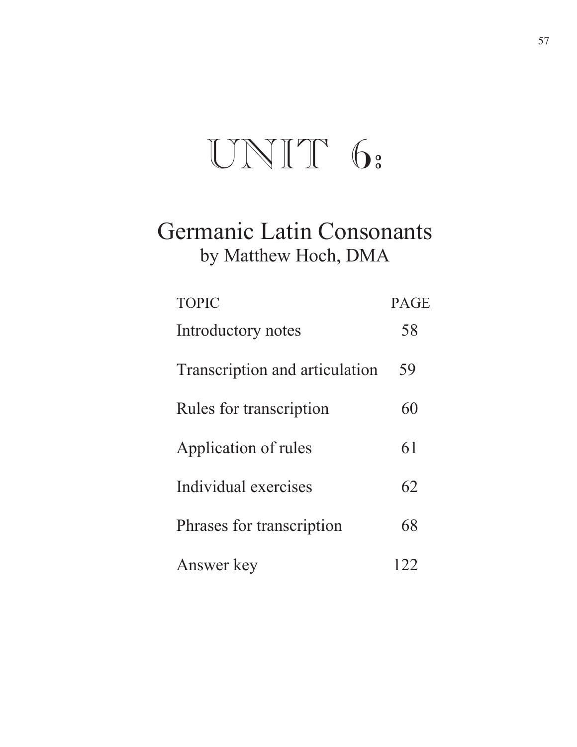# UNIT 6:

## Germanic Latin Consonants
by Matthew Hoch, DMA

| TOPIC | PAGE |
| --- | --- |
| Introductory notes | 58 |
| Transcription and articulation | 59 |
| Rules for transcription | 60 |
| Application of rules | 61 |
| Individual exercises | 62 |
| Phrases for transcription | 68 |
| Answer key | 122 |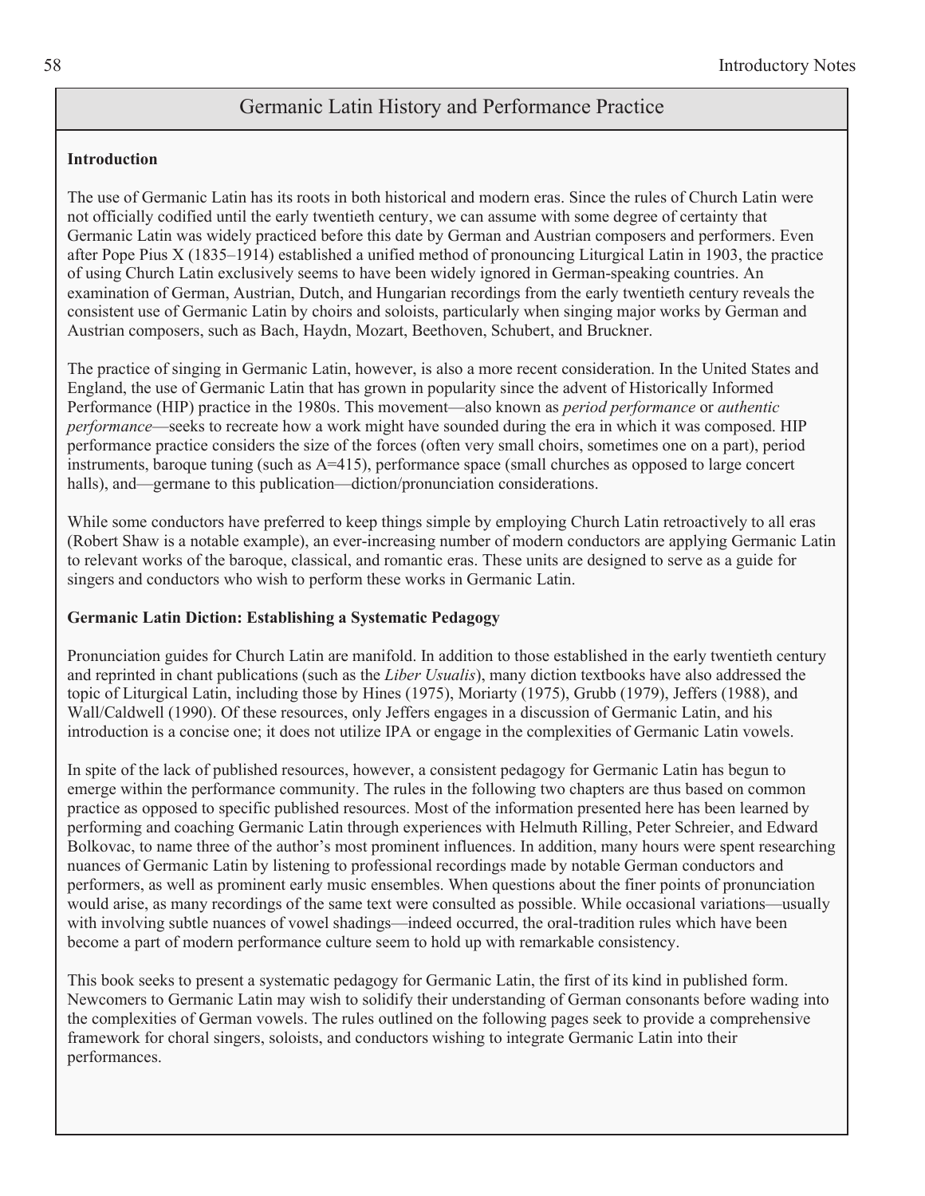## Germanic Latin History and Performance Practice

**Introduction**

The use of Germanic Latin has its roots in both historical and modern eras. Since the rules of Church Latin were not officially codified until the early twentieth century, we can assume with some degree of certainty that Germanic Latin was widely practiced before this date by German and Austrian composers and performers. Even after Pope Pius X (1835–1914) established a unified method of pronouncing Liturgical Latin in 1903, the practice of using Church Latin exclusively seems to have been widely ignored in German-speaking countries. An examination of German, Austrian, Dutch, and Hungarian recordings from the early twentieth century reveals the consistent use of Germanic Latin by choirs and soloists, particularly when singing major works by German and Austrian composers, such as Bach, Haydn, Mozart, Beethoven, Schubert, and Bruckner.

The practice of singing in Germanic Latin, however, is also a more recent consideration. In the United States and England, the use of Germanic Latin that has grown in popularity since the advent of Historically Informed Performance (HIP) practice in the 1980s. This movement—also known as *period performance* or *authentic performance*—seeks to recreate how a work might have sounded during the era in which it was composed. HIP performance practice considers the size of the forces (often very small choirs, sometimes one on a part), period instruments, baroque tuning (such as A=415), performance space (small churches as opposed to large concert halls), and—germane to this publication—diction/pronunciation considerations.

While some conductors have preferred to keep things simple by employing Church Latin retroactively to all eras (Robert Shaw is a notable example), an ever-increasing number of modern conductors are applying Germanic Latin to relevant works of the baroque, classical, and romantic eras. These units are designed to serve as a guide for singers and conductors who wish to perform these works in Germanic Latin.

**Germanic Latin Diction: Establishing a Systematic Pedagogy**

Pronunciation guides for Church Latin are manifold. In addition to those established in the early twentieth century and reprinted in chant publications (such as the *Liber Usualis*), many diction textbooks have also addressed the topic of Liturgical Latin, including those by Hines (1975), Moriarty (1975), Grubb (1979), Jeffers (1988), and Wall/Caldwell (1990). Of these resources, only Jeffers engages in a discussion of Germanic Latin, and his introduction is a concise one; it does not utilize IPA or engage in the complexities of Germanic Latin vowels.

In spite of the lack of published resources, however, a consistent pedagogy for Germanic Latin has begun to emerge within the performance community. The rules in the following two chapters are thus based on common practice as opposed to specific published resources. Most of the information presented here has been learned by performing and coaching Germanic Latin through experiences with Helmuth Rilling, Peter Schreier, and Edward Bolkovac, to name three of the author's most prominent influences. In addition, many hours were spent researching nuances of Germanic Latin by listening to professional recordings made by notable German conductors and performers, as well as prominent early music ensembles. When questions about the finer points of pronunciation would arise, as many recordings of the same text were consulted as possible. While occasional variations—usually with involving subtle nuances of vowel shadings—indeed occurred, the oral-tradition rules which have been become a part of modern performance culture seem to hold up with remarkable consistency.

This book seeks to present a systematic pedagogy for Germanic Latin, the first of its kind in published form. Newcomers to Germanic Latin may wish to solidify their understanding of German consonants before wading into the complexities of German vowels. The rules outlined on the following pages seek to provide a comprehensive framework for choral singers, soloists, and conductors wishing to integrate Germanic Latin into their performances.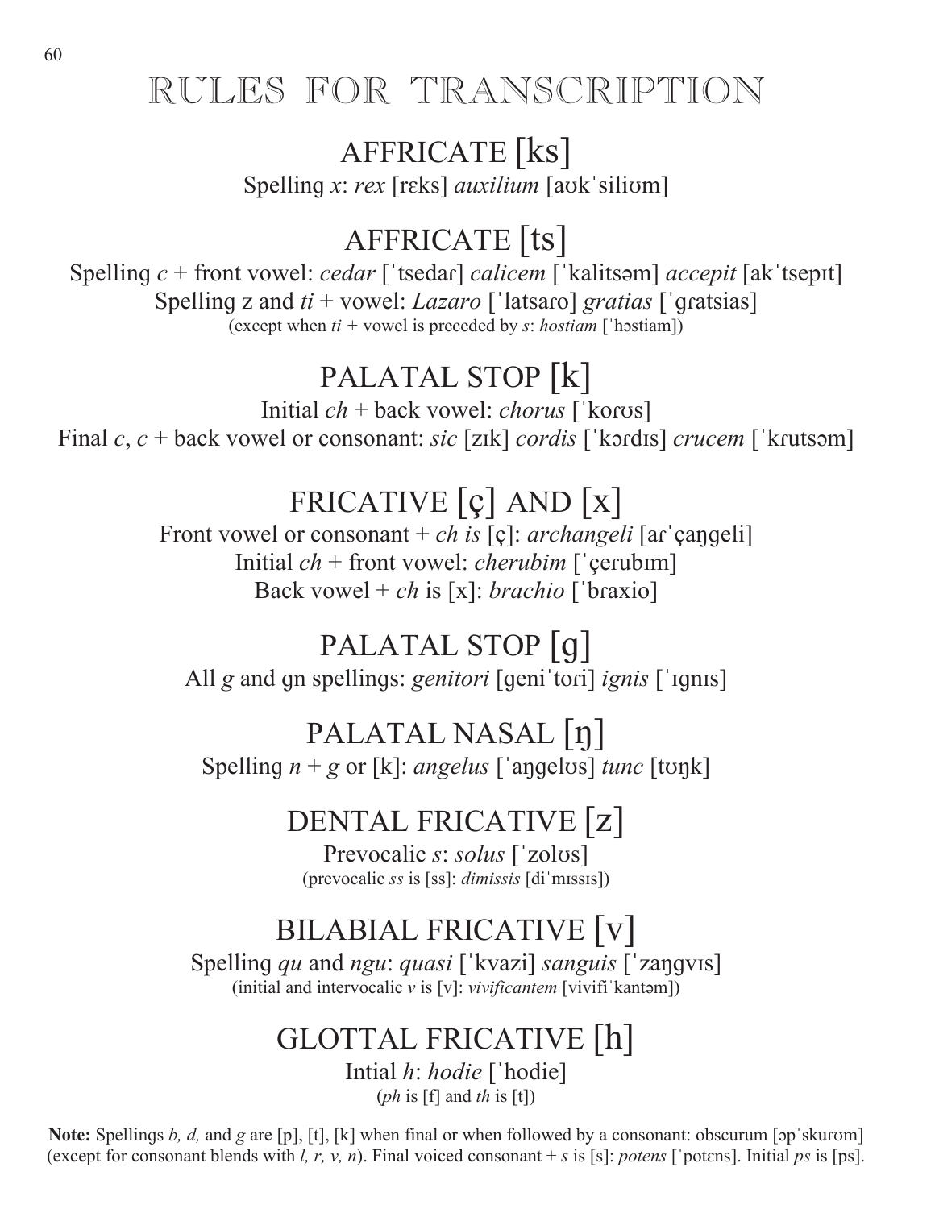// RULES FOR TRANSCRIPTION

## AFFRICATE [ks]

Spelling *x*: *rex* [rɛks] *auxilium* [aʊkˈsiliʊm]

## AFFRICATE [ts]

Spelling *c* + front vowel: *cedar* [ˈtsedaɾ] *calicem* [ˈkalitsəm] *accepit* [akˈtsepɪt]
Spelling z and *ti* + vowel: *Lazaro* [ˈlatsaɾo] *gratias* [ˈɡɾatsias]
(except when *ti* + vowel is preceded by *s*: *hostiam* [ˈhɔstiam])

## PALATAL STOP [k]

Initial *ch* + back vowel: *chorus* [ˈkoɾʊs]
Final *c*, *c* + back vowel or consonant: *sic* [zɪk] *cordis* [ˈkɔɾdɪs] *crucem* [ˈkɾutsəm]

## FRICATIVE [ç] AND [x]

Front vowel or consonant + *ch is* [ç]: *archangeli* [aɾˈçaŋgeli]
Initial *ch* + front vowel: *cherubim* [ˈçeɾubɪm]
Back vowel + *ch* is [x]: *brachio* [ˈbɾaxio]

## PALATAL STOP [ɡ]

All *g* and ɡn spellings: *genitori* [ɡeniˈtoɾi] *ignis* [ˈɪɡnɪs]

## PALATAL NASAL [ŋ]

Spelling *n* + *g* or [k]: *angelus* [ˈaŋgelʊs] *tunc* [tʊŋk]

## DENTAL FRICATIVE [z]

Prevocalic *s*: *solus* [ˈzolʊs]
(prevocalic *ss* is [ss]: *dimissis* [diˈmɪssɪs])

## BILABIAL FRICATIVE [v]

Spelling *qu* and *ngu*: *quasi* [ˈkvazi] *sanguis* [ˈzaŋgvɪs]
(initial and intervocalic *v* is [v]: *vivificantem* [vivifiˈkantəm])

## GLOTTAL FRICATIVE [h]

Intial *h*: *hodie* [ˈhodie]
(*ph* is [f] and *th* is [t])

**Note:** Spellings *b, d,* and *g* are [p], [t], [k] when final or when followed by a consonant: obscurum [ɔpˈskuɾʊm] (except for consonant blends with *l, r, v, n*). Final voiced consonant + *s* is [s]: *potens* [ˈpotɛns]. Initial *ps* is [ps].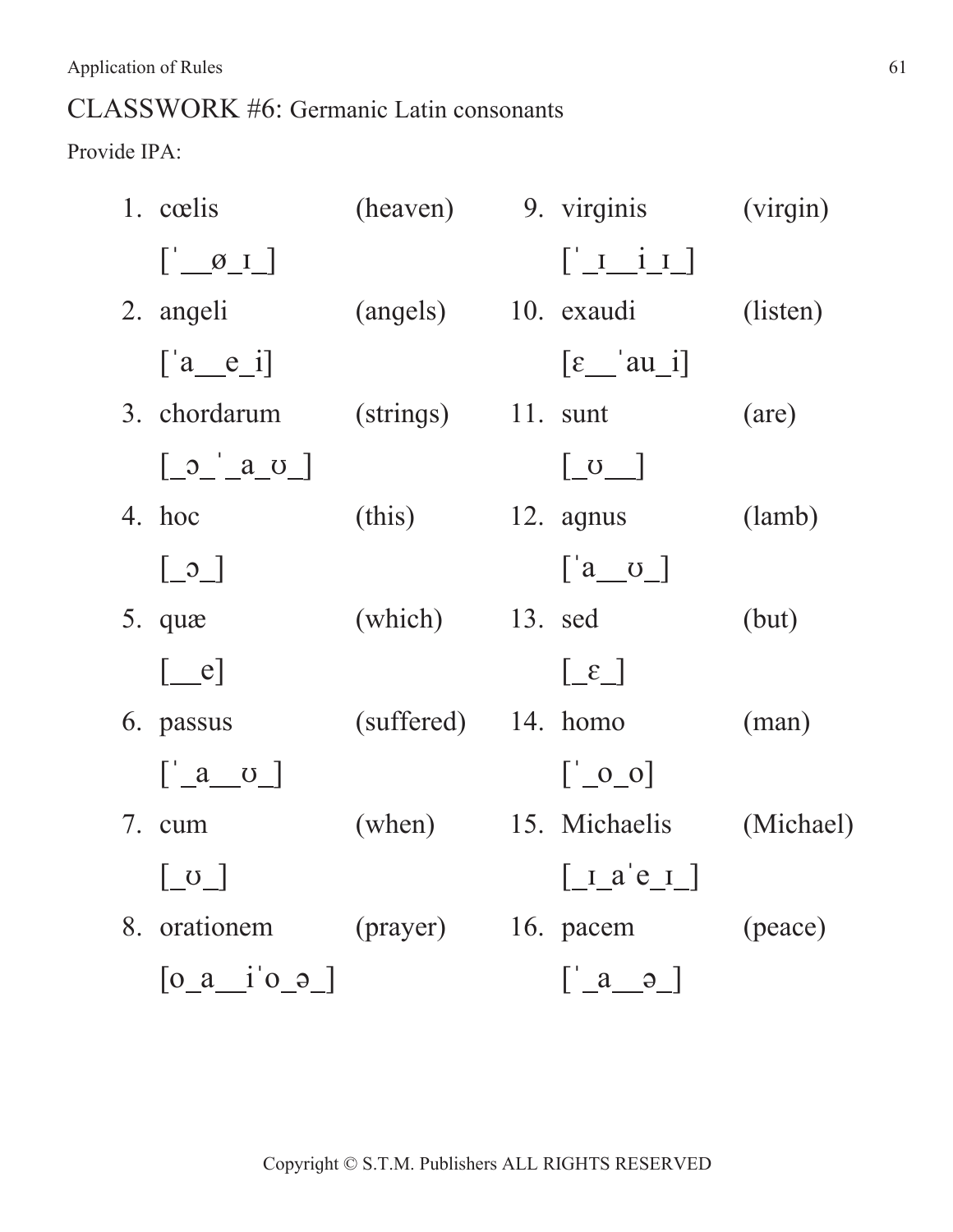## CLASSWORK #6: Germanic Latin consonants

Provide IPA:

1. cœlis (heaven)

   [ˈ__ø_ɪ_]

2. angeli (angels)

   [ˈa__e_i]

3. chordarum (strings)

   [_ɔ_ˈ_a_ʊ_]

4. hoc (this)

   [_ɔ_]

5. quæ (which)

   [__e]

6. passus (suffered)

   [ˈ_a__ʊ_]

7. cum (when)

   [_ʊ_]

8. orationem (prayer)

   [o_a__iˈo_ə_]

9. virginis (virgin)

   [ˈ_ɪ__i_ɪ_]

10. exaudi (listen)

    [ɛ__ˈau_i]

11. sunt (are)

    [_ʊ__]

12. agnus (lamb)

    [ˈa__ʊ_]

13. sed (but)

    [_ɛ_]

14. homo (man)

    [ˈ_o_o]

15. Michaelis (Michael)

    [_ɪ_aˈe_ɪ_]

16. pacem (peace)

    [ˈ_a__ə_]

Copyright © S.T.M. Publishers ALL RIGHTS RESERVED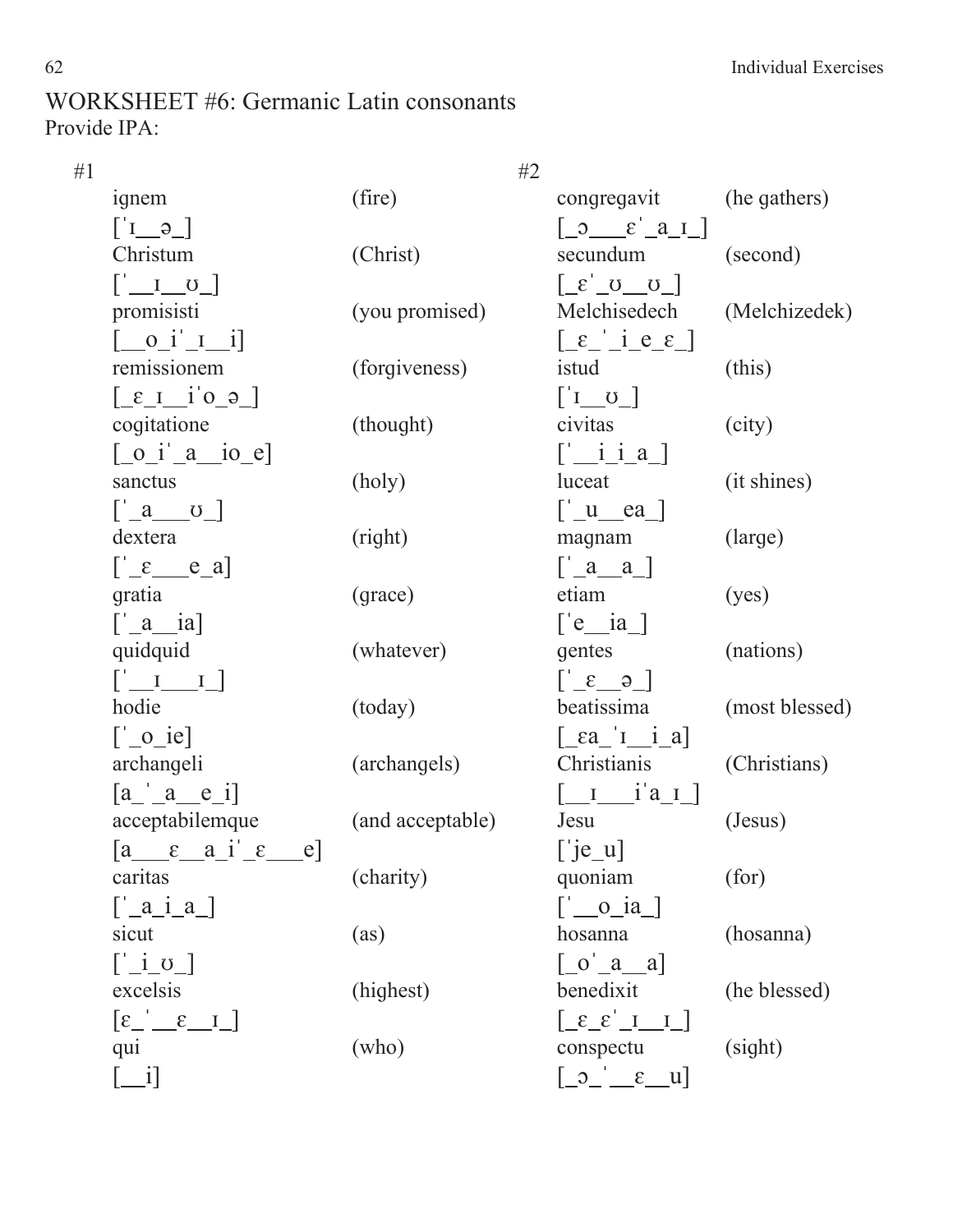# WORKSHEET #6: Germanic Latin consonants

Provide IPA:

#1

| | |
|---|---|
| ignem | (fire) |
| [ˈɪ__ə_] | |
| Christum | (Christ) |
| [ˈ__ɪ__ʊ_] | |
| promisisti | (you promised) |
| [__o_iˈ_ɪ__i] | |
| remissionem | (forgiveness) |
| [_ɛ_ɪ__iˈo_ə_] | |
| cogitatione | (thought) |
| [_o_iˈ_a__io_e] | |
| sanctus | (holy) |
| [ˈ_a___ʊ_] | |
| dextera | (right) |
| [ˈ_ɛ___e_a] | |
| gratia | (grace) |
| [ˈ_a__ia] | |
| quidquid | (whatever) |
| [ˈ__ɪ___ɪ_] | |
| hodie | (today) |
| [ˈ_o_ie] | |
| archangeli | (archangels) |
| [a_ˈ_a__e_i] | |
| acceptabilemque | (and acceptable) |
| [a___ɛ__a_iˈ_ɛ___e] | |
| caritas | (charity) |
| [ˈ_a_i_a_] | |
| sicut | (as) |
| [ˈ_i_ʊ_] | |
| excelsis | (highest) |
| [ɛ_ˈ__ɛ__ɪ_] | |
| qui | (who) |
| [__i] | |

#2

| | |
|---|---|
| congregavit | (he gathers) |
| [_ɔ___ɛˈ_a_ɪ_] | |
| secundum | (second) |
| [_ɛˈ_ʊ__ʊ_] | |
| Melchisedech | (Melchizedek) |
| [_ɛ_ˈ_i_e_ɛ_] | |
| istud | (this) |
| [ˈɪ__ʊ_] | |
| civitas | (city) |
| [ˈ__i_i_a_] | |
| luceat | (it shines) |
| [ˈ_u__ea_] | |
| magnam | (large) |
| [ˈ_a__a_] | |
| etiam | (yes) |
| [ˈe__ia_] | |
| gentes | (nations) |
| [ˈ_ɛ__ə_] | |
| beatissima | (most blessed) |
| [_ɛa_ˈɪ__i_a] | |
| Christianis | (Christians) |
| [__ɪ___iˈa_ɪ_] | |
| Jesu | (Jesus) |
| [ˈje_u] | |
| quoniam | (for) |
| [ˈ__o_ia_] | |
| hosanna | (hosanna) |
| [_oˈ_a__a] | |
| benedixit | (he blessed) |
| [_ɛ_ɛˈ_ɪ__ɪ_] | |
| conspectu | (sight) |
| [_ɔ_ˈ__ɛ__u] | |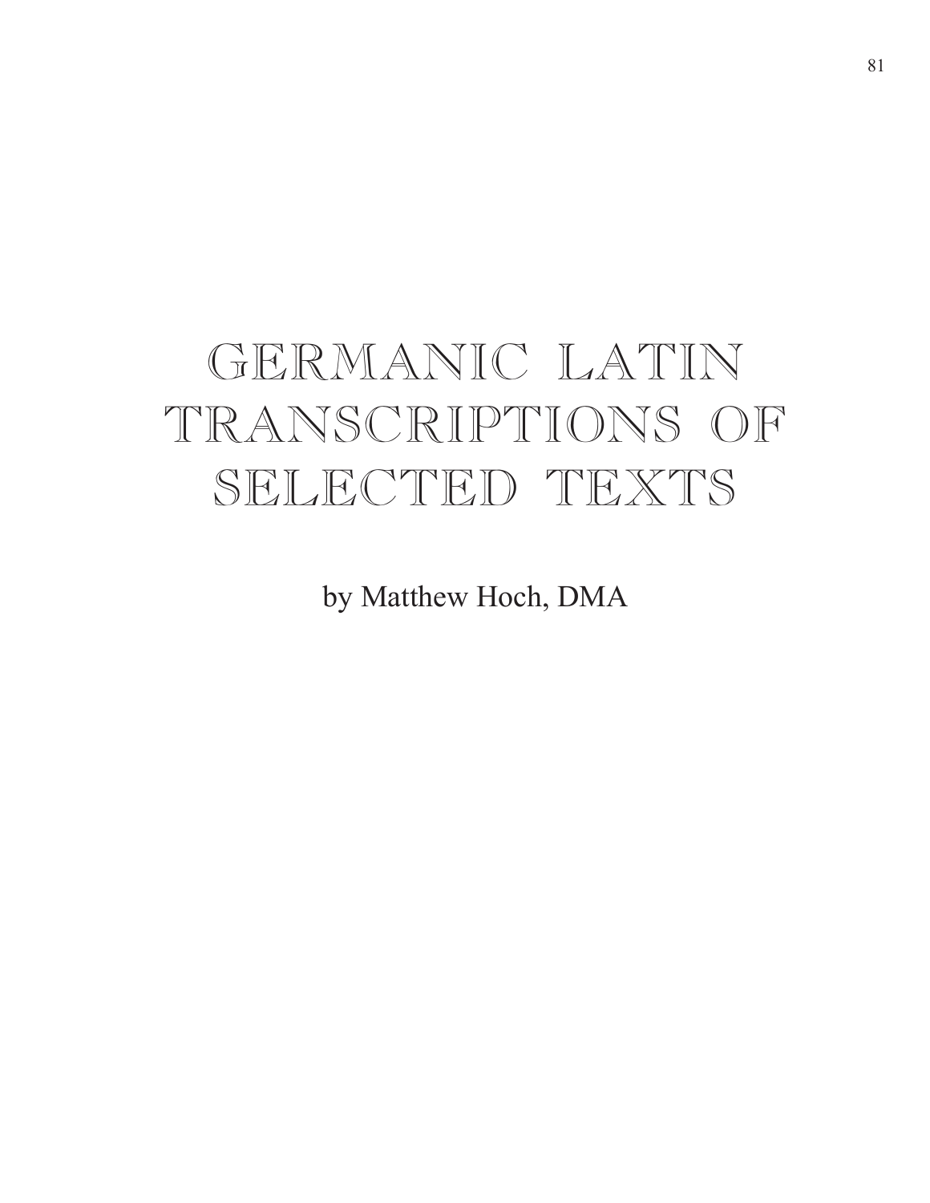# GERMANIC LATIN TRANSCRIPTIONS OF SELECTED TEXTS

by Matthew Hoch, DMA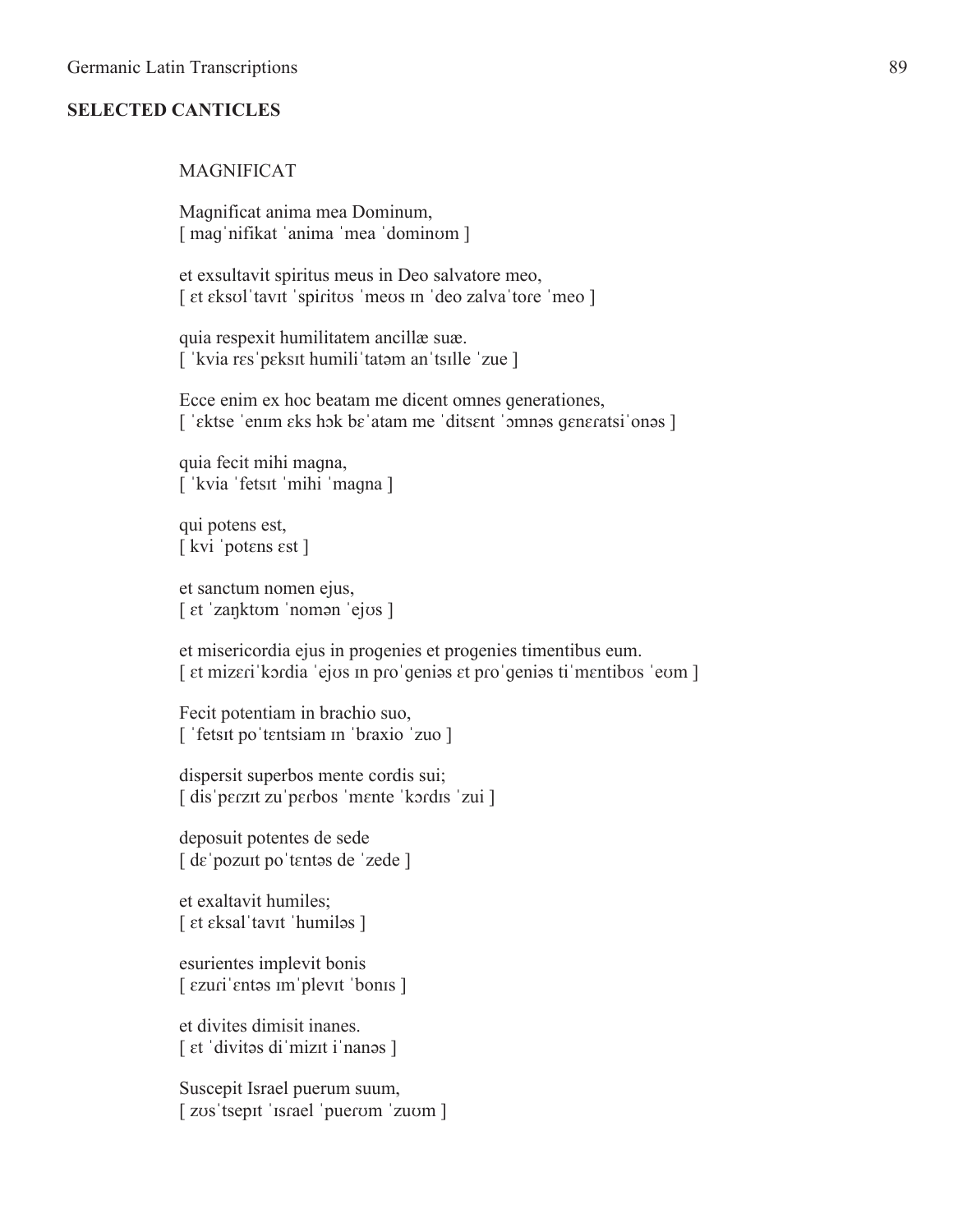## SELECTED CANTICLES

### MAGNIFICAT

Magnificat anima mea Dominum,
[ magˈnifikat ˈanima ˈmea ˈdominʊm ]

et exsultavit spiritus meus in Deo salvatore meo,
[ ɛt ɛksʊlˈtavɪt ˈspiritʊs ˈmeʊs ɪn ˈdeo zalvaˈtore ˈmeo ]

quia respexit humilitatem ancillæ suæ.
[ ˈkvia rɛsˈpɛksɪt humiliˈtatəm anˈtsɪlle ˈzue ]

Ecce enim ex hoc beatam me dicent omnes generationes,
[ ˈɛktse ˈenɪm ɛks hɔk bɛˈatam me ˈditsɛnt ˈɔmnəs gɛnɛratsiˈonəs ]

quia fecit mihi magna,
[ ˈkvia ˈfetsɪt ˈmihi ˈmagna ]

qui potens est,
[ kvi ˈpotɛns ɛst ]

et sanctum nomen ejus,
[ ɛt ˈzaŋktʊm ˈnomən ˈejʊs ]

et misericordia ejus in progenies et progenies timentibus eum.
[ ɛt mizɛriˈkɔrdia ˈejʊs ɪn prɔˈgeniəs ɛt prɔˈgeniəs tiˈmɛntibʊs ˈeʊm ]

Fecit potentiam in brachio suo,
[ ˈfetsɪt poˈtɛntsiam ɪn ˈbraxio ˈzuo ]

dispersit superbos mente cordis sui;
[ disˈpɛrzɪt zuˈpɛrbos ˈmɛnte ˈkɔrdɪs ˈzui ]

deposuit potentes de sede
[ dɛˈpozuɪt poˈtɛntəs de ˈzede ]

et exaltavit humiles;
[ ɛt ɛksalˈtavɪt ˈhumiləs ]

esurientes implevit bonis
[ ɛzuriˈɛntəs ɪmˈplevɪt ˈbonɪs ]

et divites dimisit inanes.
[ ɛt ˈdivitəs diˈmizɪt iˈnanəs ]

Suscepit Israel puerum suum,
[ zʊsˈtsepɪt ˈɪsrael ˈpuerʊm ˈzuʊm ]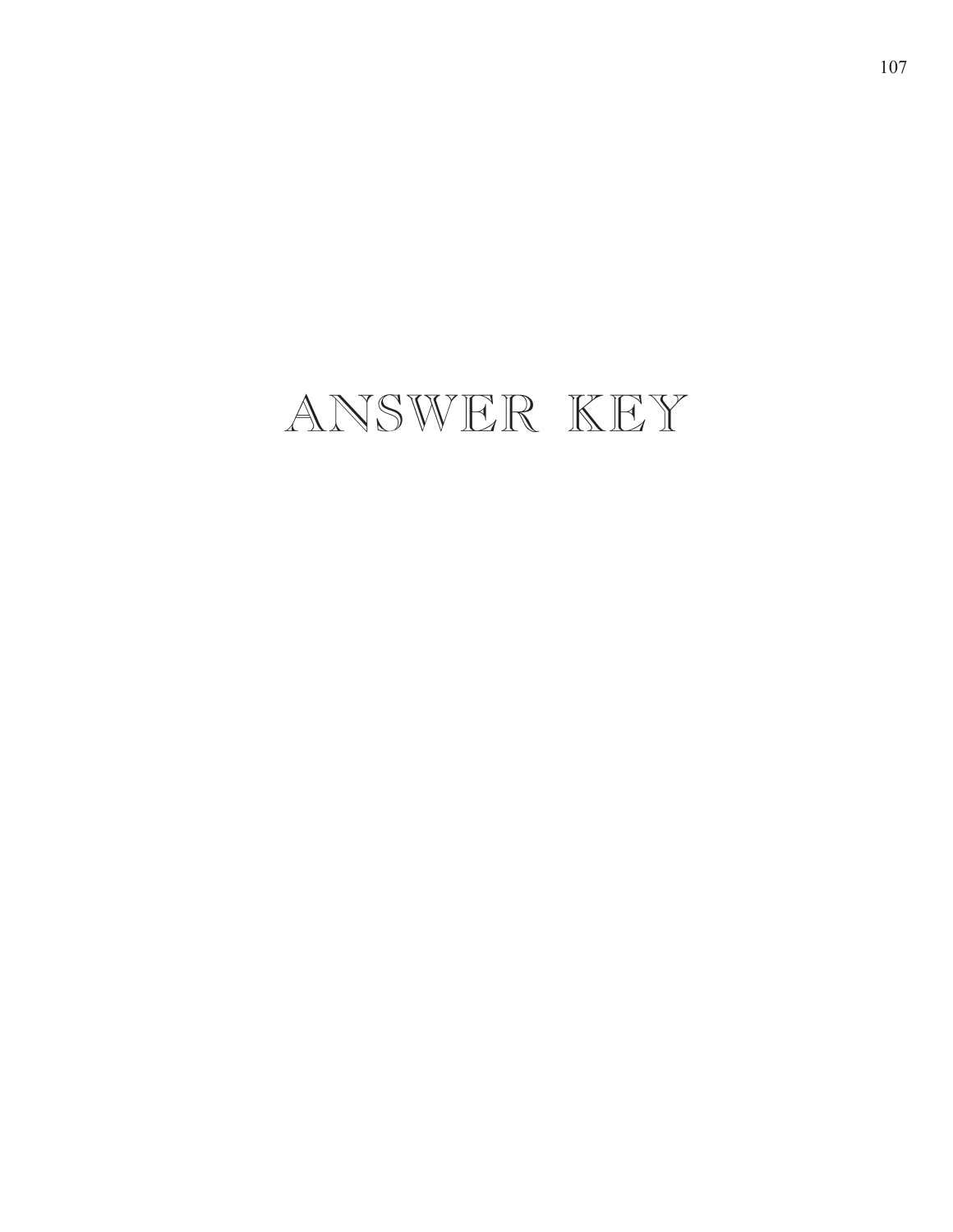# ANSWER KEY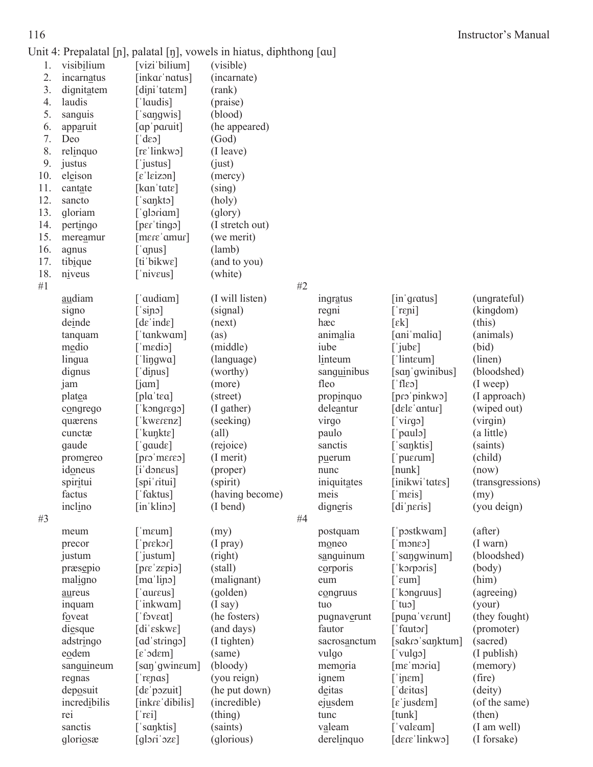Unit 4: Prepalatal [ɲ], palatal [ŋ], vowels in hiatus, diphthong [ɑu]

| | | | |
|---|---|---|---|
| 1. | visibilium | [viziˈbilium] | (visible) |
| 2. | incarnatus | [inkɑɾˈnɑtus] | (incarnate) |
| 3. | dignitatem | [diɲiˈtɑtɛm] | (rank) |
| 4. | laudis | [ˈlɑudis] | (praise) |
| 5. | sanguis | [ˈsɑŋgwis] | (blood) |
| 6. | apparuit | [ɑpˈpɑɾuit] | (he appeared) |
| 7. | Deo | [ˈdɛɔ] | (God) |
| 8. | relinquo | [rɛˈlinkwɔ] | (I leave) |
| 9. | justus | [ˈjustus] | (just) |
| 10. | eleison | [ɛˈlɛizɔn] | (mercy) |
| 11. | cantate | [kɑnˈtɑtɛ] | (sing) |
| 12. | sancto | [ˈsɑŋktɔ] | (holy) |
| 13. | gloriam | [ˈglɔɾiɑm] | (glory) |
| 14. | pertingo | [pɛɾˈtingɔ] | (I stretch out) |
| 15. | mereamur | [mɛɾɛˈɑmuɾ] | (we merit) |
| 16. | agnus | [ˈɑɲus] | (lamb) |
| 17. | tibique | [tiˈbikwɛ] | (and to you) |
| 18. | niveus | [ˈnivɛus] | (white) |

#1

| | | |
|---|---|---|
| audiam | [ˈɑudiɑm] | (I will listen) |
| signo | [ˈsiɲɔ] | (signal) |
| deinde | [dɛˈindɛ] | (next) |
| tanquam | [ˈtɑnkwɑm] | (as) |
| medio | [ˈmɛdiɔ] | (middle) |
| lingua | [ˈliŋgwɑ] | (language) |
| dignus | [ˈdiɲus] | (worthy) |
| jam | [jɑm] | (more) |
| platea | [plɑˈtɛɑ] | (street) |
| congrego | [ˈkɔŋgɾɛgɔ] | (I gather) |
| quærens | [ˈkwɛɾɛnz] | (seeking) |
| cunctæ | [ˈkuŋktɛ] | (all) |
| gaude | [ˈgɑudɛ] | (rejoice) |
| promereo | [pɾɔˈmɛɾɛɔ] | (I merit) |
| idoneus | [iˈdɔnɛus] | (proper) |
| spiritui | [spiˈɾitui] | (spirit) |
| factus | [ˈfɑktus] | (having become) |
| inclino | [inˈklinɔ] | (I bend) |

#2

| | | |
|---|---|---|
| ingratus | [inˈgɾɑtus] | (ungrateful) |
| regni | [ˈrɛɲi] | (kingdom) |
| hæc | [ɛk] | (this) |
| animalia | [ɑniˈmɑliɑ] | (animals) |
| iube | [ˈjubɛ] | (bid) |
| linteum | [ˈlintɛum] | (linen) |
| sanguinibus | [sɑŋˈgwinibus] | (bloodshed) |
| fleo | [ˈflɛɔ] | (I weep) |
| propinquo | [pɾɔˈpinkwɔ] | (I approach) |
| deleantur | [dɛlɛˈɑntuɾ] | (wiped out) |
| virgo | [ˈviɾgɔ] | (virgin) |
| paulo | [ˈpɑulɔ] | (a little) |
| sanctis | [ˈsɑŋktis] | (saints) |
| puerum | [ˈpuɛɾum] | (child) |
| nunc | [nunk] | (now) |
| iniquitates | [inikwiˈtɑtɛs] | (transgressions) |
| meis | [ˈmɛis] | (my) |
| digneris | [diˈɲɛɾis] | (you deign) |

#3

| | | |
|---|---|---|
| meum | [ˈmɛum] | (my) |
| precor | [ˈpɾɛkɔɾ] | (I pray) |
| justum | [ˈjustum] | (right) |
| præsepio | [pɾɛˈzɛpiɔ] | (stall) |
| maligno | [mɑˈliɲɔ] | (malignant) |
| aureus | [ˈɑuɾɛus] | (golden) |
| inquam | [ˈinkwɑm] | (I say) |
| foveat | [ˈfɔvɛɑt] | (he fosters) |
| diesque | [diˈɛskwɛ] | (and days) |
| adstringo | [ɑdˈstɾingɔ] | (I tighten) |
| eodem | [ɛˈɔdɛm] | (same) |
| sanguineum | [sɑŋˈgwinɛum] | (bloody) |
| regnas | [ˈrɛɲɑs] | (you reign) |
| deposuit | [dɛˈpɔzuit] | (he put down) |
| incredibilis | [inkɾɛˈdibilis] | (incredible) |
| rei | [ˈrɛi] | (thing) |
| sanctis | [ˈsɑŋktis] | (saints) |
| gloriosæ | [glɔɾiˈɔzɛ] | (glorious) |

#4

| | | |
|---|---|---|
| postquam | [ˈpɔstkwɑm] | (after) |
| moneo | [ˈmɔnɛɔ] | (I warn) |
| sanguinum | [ˈsɑŋgwinum] | (bloodshed) |
| corporis | [ˈkɔɾpɔɾis] | (body) |
| eum | [ˈɛum] | (him) |
| congruus | [ˈkɔŋgɾuus] | (agreeing) |
| tuo | [ˈtuɔ] | (your) |
| pugnaverunt | [puɲɑˈvɛɾunt] | (they fought) |
| fautor | [ˈfɑutɔɾ] | (promoter) |
| sacrosanctum | [sɑkɾɔˈsɑŋktum] | (sacred) |
| vulgo | [ˈvulgɔ] | (I publish) |
| memoria | [mɛˈmɔɾiɑ] | (memory) |
| ignem | [ˈiɲɛm] | (fire) |
| deitas | [ˈdɛitɑs] | (deity) |
| ejusdem | [ɛˈjusdɛm] | (of the same) |
| tunc | [tunk] | (then) |
| valeam | [ˈvɑlɛɑm] | (I am well) |
| derelinquo | [dɛɾɛˈlinkwɔ] | (I forsake) |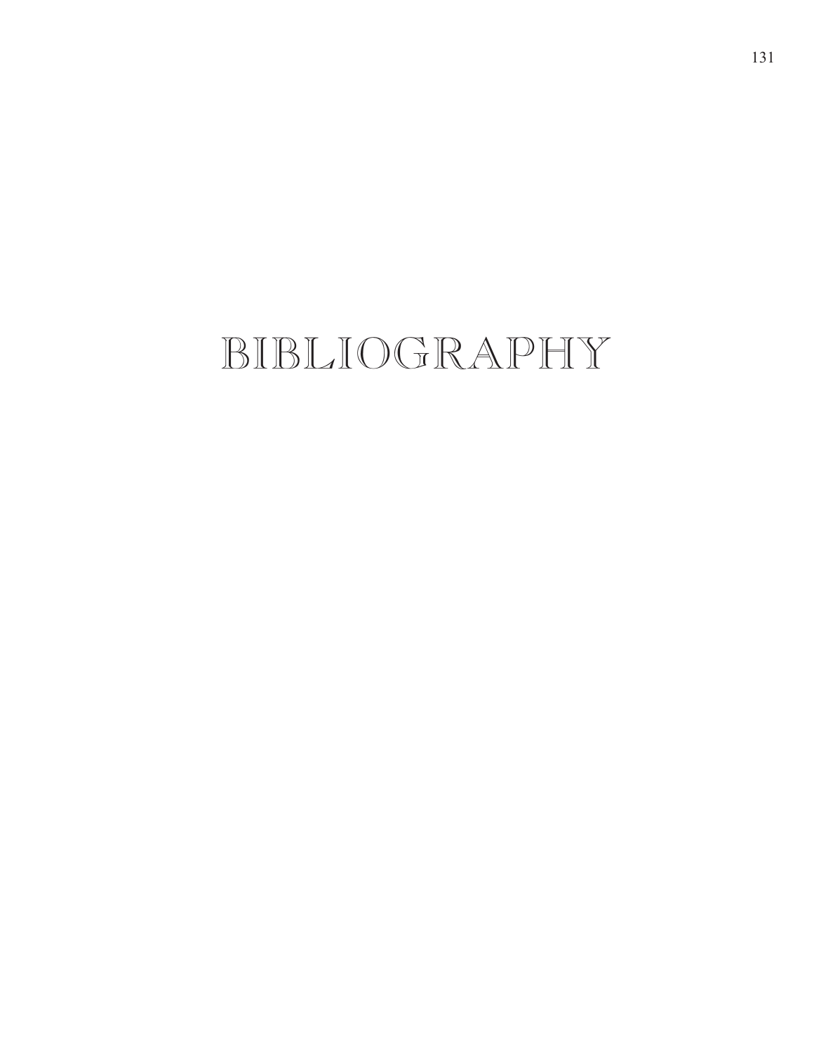# BIBLIOGRAPHY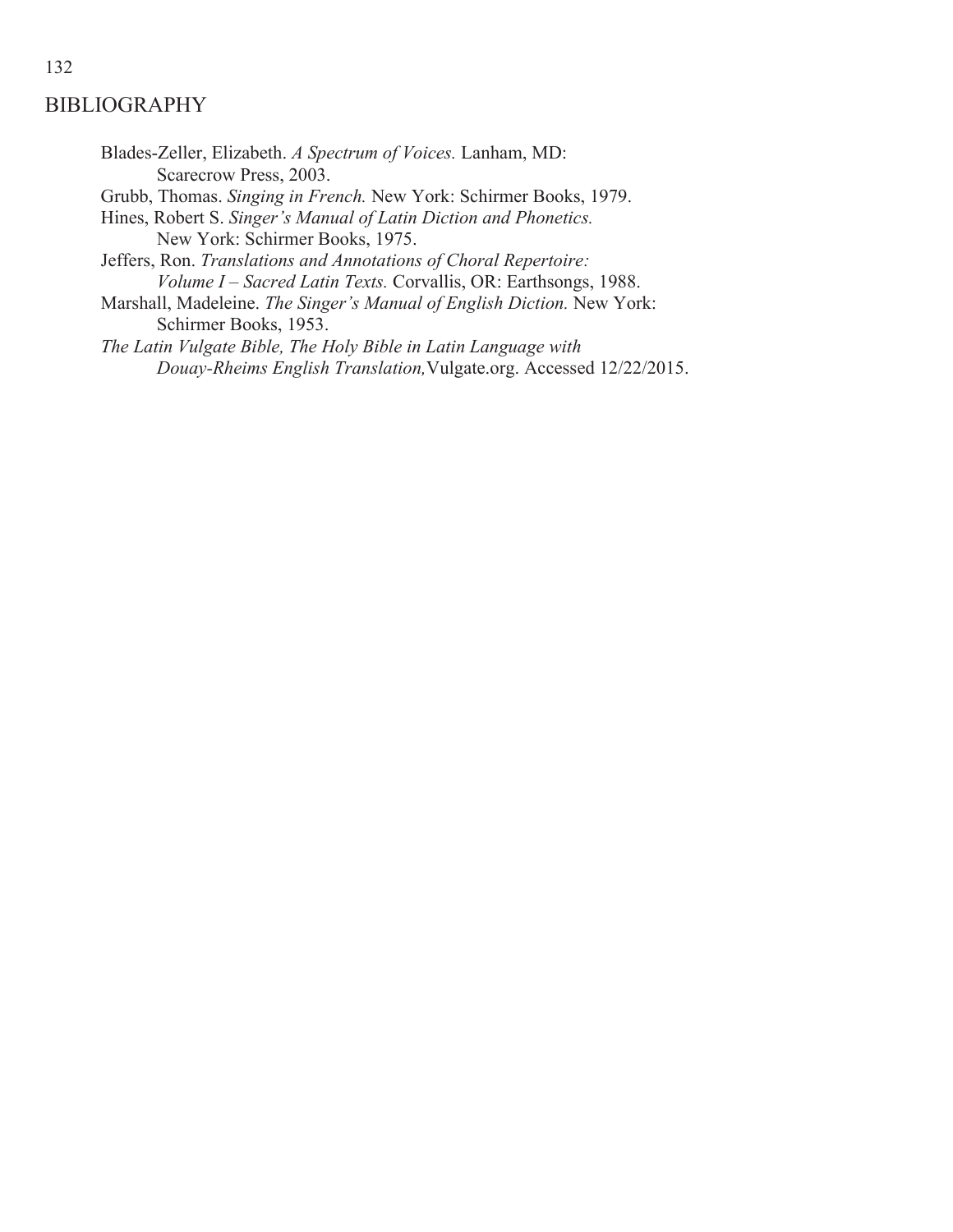# BIBLIOGRAPHY

Blades-Zeller, Elizabeth. *A Spectrum of Voices.* Lanham, MD: Scarecrow Press, 2003.

Grubb, Thomas. *Singing in French.* New York: Schirmer Books, 1979.

Hines, Robert S. *Singer's Manual of Latin Diction and Phonetics.* New York: Schirmer Books, 1975.

Jeffers, Ron. *Translations and Annotations of Choral Repertoire: Volume I – Sacred Latin Texts.* Corvallis, OR: Earthsongs, 1988.

Marshall, Madeleine. *The Singer's Manual of English Diction.* New York: Schirmer Books, 1953.

*The Latin Vulgate Bible, The Holy Bible in Latin Language with Douay-Rheims English Translation,* Vulgate.org. Accessed 12/22/2015.